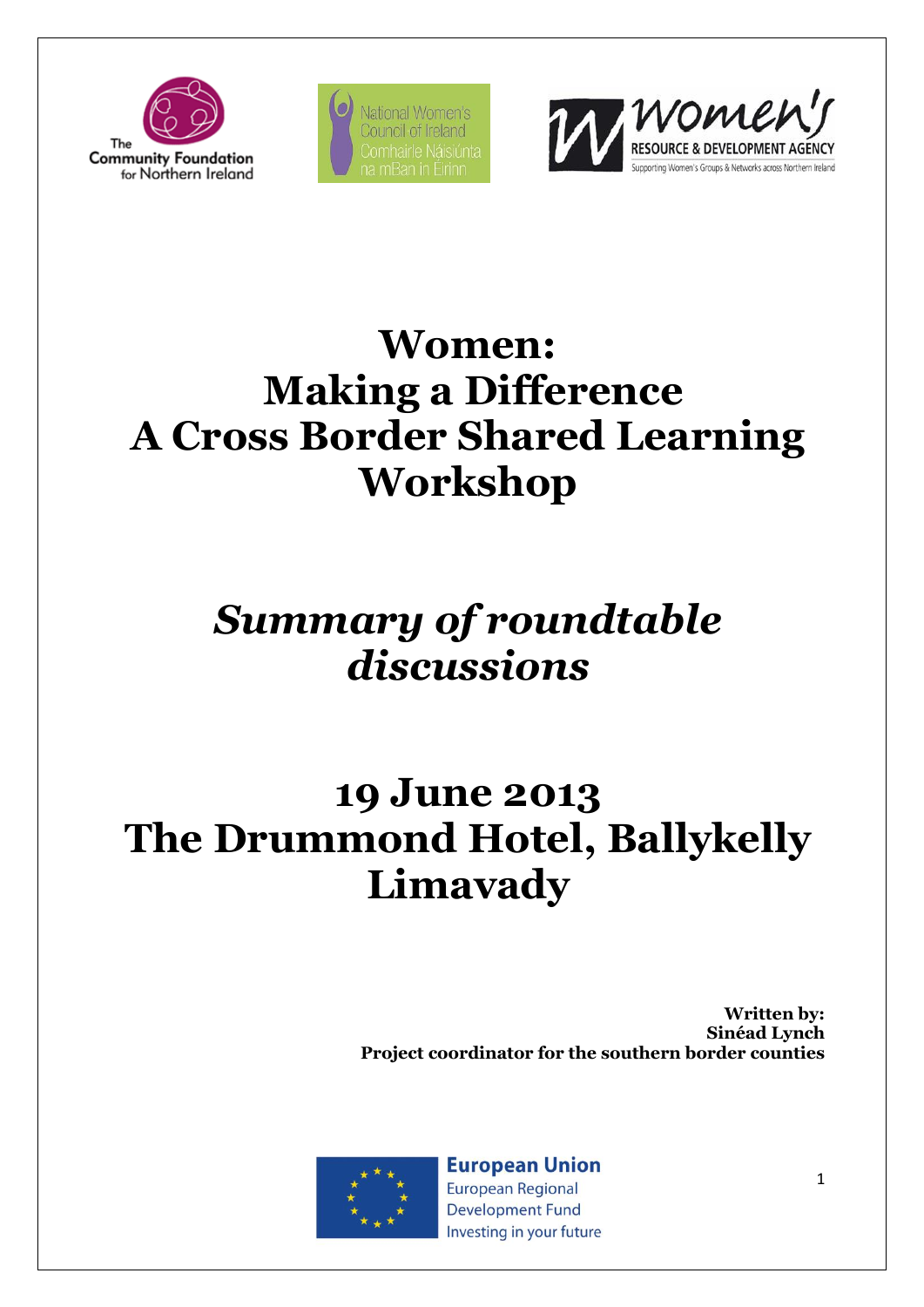# Women: Making a Difference A Cross Border Shared Learning Workshop

## *Summary of roundtable discussions*

## 19 June 2013 The Drummond Hotel, Ballykelly Limavady

**Written by:**
**Sinéad Lynch**
**Project coordinator for the southern border counties**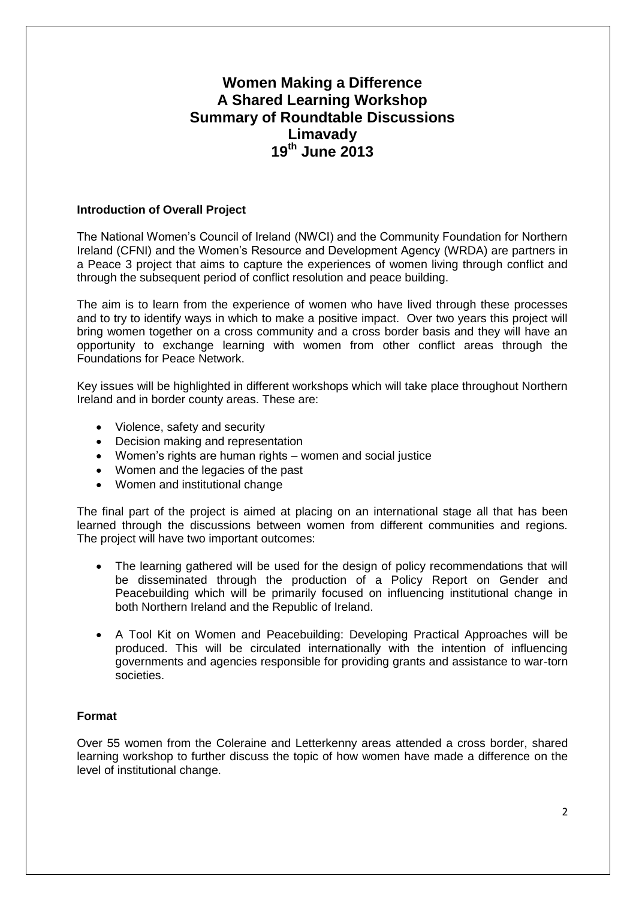# Women Making a Difference
# A Shared Learning Workshop
# Summary of Roundtable Discussions
# Limavady
# 19th June 2013

**Introduction of Overall Project**

The National Women's Council of Ireland (NWCI) and the Community Foundation for Northern Ireland (CFNI) and the Women's Resource and Development Agency (WRDA) are partners in a Peace 3 project that aims to capture the experiences of women living through conflict and through the subsequent period of conflict resolution and peace building.

The aim is to learn from the experience of women who have lived through these processes and to try to identify ways in which to make a positive impact. Over two years this project will bring women together on a cross community and a cross border basis and they will have an opportunity to exchange learning with women from other conflict areas through the Foundations for Peace Network.

Key issues will be highlighted in different workshops which will take place throughout Northern Ireland and in border county areas. These are:

- Violence, safety and security
- Decision making and representation
- Women's rights are human rights – women and social justice
- Women and the legacies of the past
- Women and institutional change

The final part of the project is aimed at placing on an international stage all that has been learned through the discussions between women from different communities and regions. The project will have two important outcomes:

- The learning gathered will be used for the design of policy recommendations that will be disseminated through the production of a Policy Report on Gender and Peacebuilding which will be primarily focused on influencing institutional change in both Northern Ireland and the Republic of Ireland.

- A Tool Kit on Women and Peacebuilding: Developing Practical Approaches will be produced. This will be circulated internationally with the intention of influencing governments and agencies responsible for providing grants and assistance to war-torn societies.

**Format**

Over 55 women from the Coleraine and Letterkenny areas attended a cross border, shared learning workshop to further discuss the topic of how women have made a difference on the level of institutional change.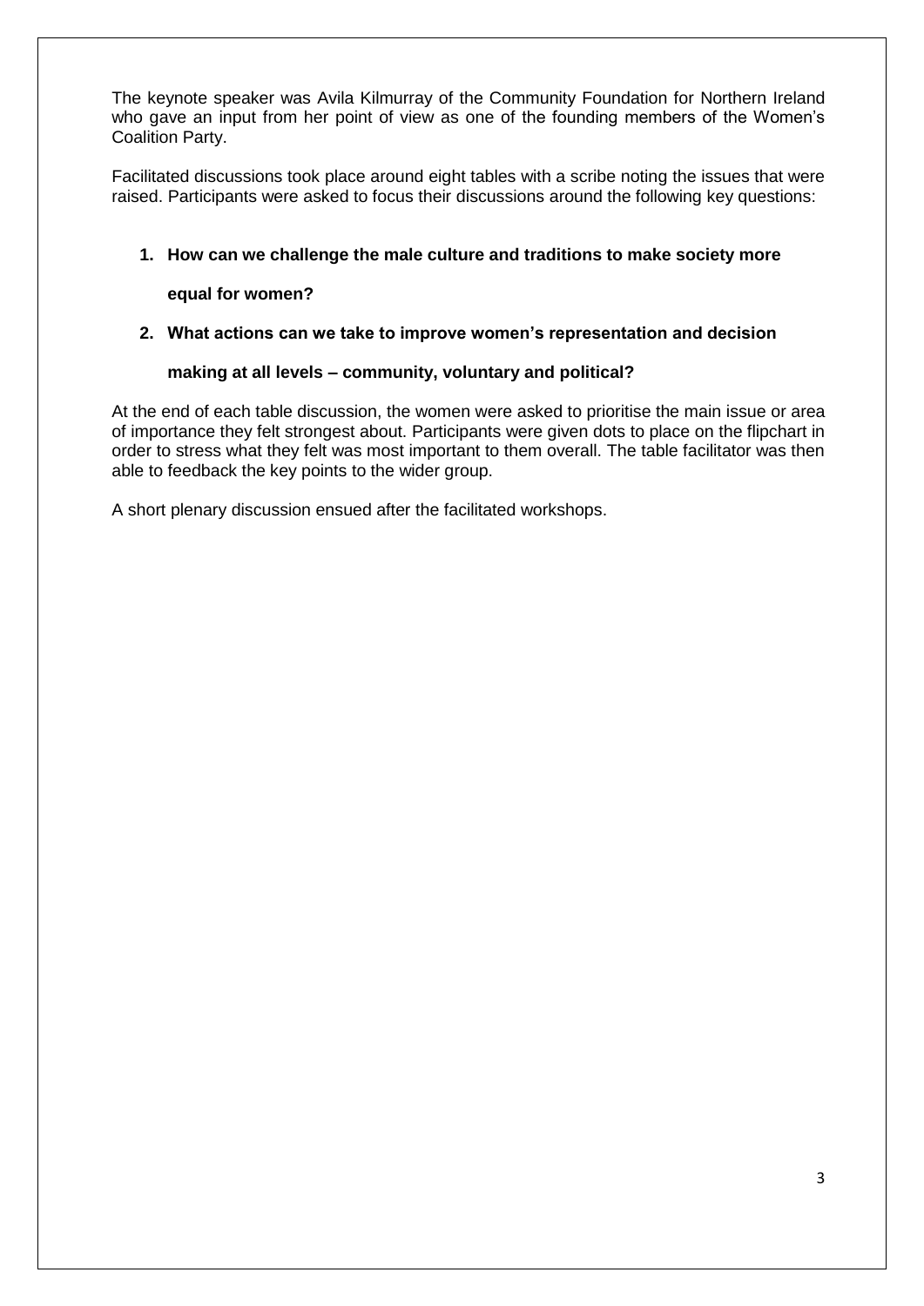The keynote speaker was Avila Kilmurray of the Community Foundation for Northern Ireland who gave an input from her point of view as one of the founding members of the Women's Coalition Party.

Facilitated discussions took place around eight tables with a scribe noting the issues that were raised. Participants were asked to focus their discussions around the following key questions:

1. **How can we challenge the male culture and traditions to make society more equal for women?**

2. **What actions can we take to improve women's representation and decision making at all levels – community, voluntary and political?**

At the end of each table discussion, the women were asked to prioritise the main issue or area of importance they felt strongest about. Participants were given dots to place on the flipchart in order to stress what they felt was most important to them overall. The table facilitator was then able to feedback the key points to the wider group.

A short plenary discussion ensued after the facilitated workshops.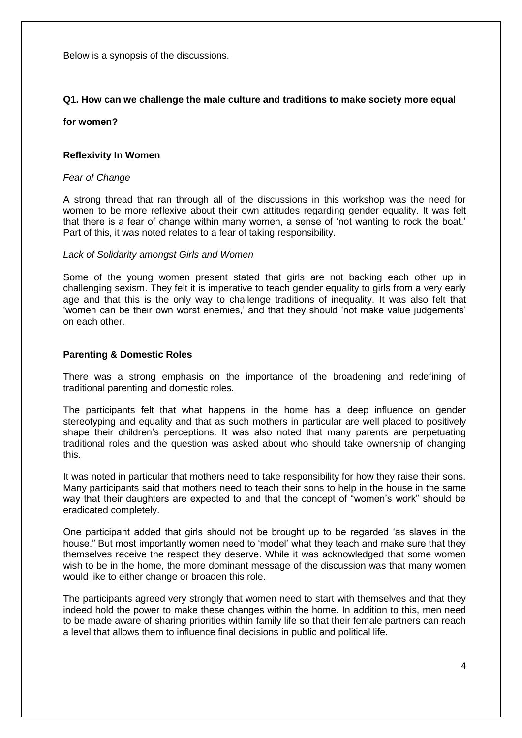Below is a synopsis of the discussions.

## Q1. How can we challenge the male culture and traditions to make society more equal for women?

### Reflexivity In Women

*Fear of Change*

A strong thread that ran through all of the discussions in this workshop was the need for women to be more reflexive about their own attitudes regarding gender equality. It was felt that there is a fear of change within many women, a sense of 'not wanting to rock the boat.' Part of this, it was noted relates to a fear of taking responsibility.

*Lack of Solidarity amongst Girls and Women*

Some of the young women present stated that girls are not backing each other up in challenging sexism. They felt it is imperative to teach gender equality to girls from a very early age and that this is the only way to challenge traditions of inequality. It was also felt that 'women can be their own worst enemies,' and that they should 'not make value judgements' on each other.

### Parenting & Domestic Roles

There was a strong emphasis on the importance of the broadening and redefining of traditional parenting and domestic roles.

The participants felt that what happens in the home has a deep influence on gender stereotyping and equality and that as such mothers in particular are well placed to positively shape their children's perceptions. It was also noted that many parents are perpetuating traditional roles and the question was asked about who should take ownership of changing this.

It was noted in particular that mothers need to take responsibility for how they raise their sons. Many participants said that mothers need to teach their sons to help in the house in the same way that their daughters are expected to and that the concept of "women's work" should be eradicated completely.

One participant added that girls should not be brought up to be regarded 'as slaves in the house." But most importantly women need to 'model' what they teach and make sure that they themselves receive the respect they deserve. While it was acknowledged that some women wish to be in the home, the more dominant message of the discussion was that many women would like to either change or broaden this role.

The participants agreed very strongly that women need to start with themselves and that they indeed hold the power to make these changes within the home. In addition to this, men need to be made aware of sharing priorities within family life so that their female partners can reach a level that allows them to influence final decisions in public and political life.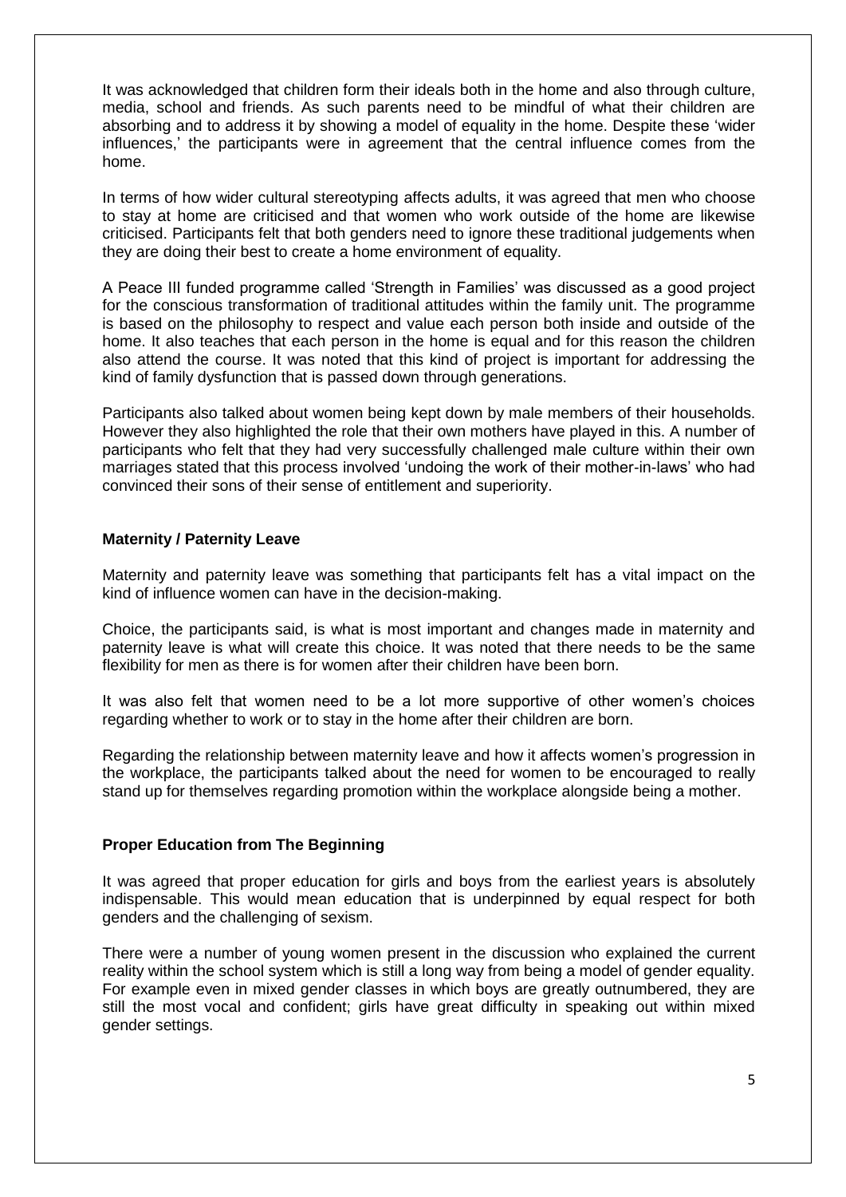It was acknowledged that children form their ideals both in the home and also through culture, media, school and friends. As such parents need to be mindful of what their children are absorbing and to address it by showing a model of equality in the home. Despite these 'wider influences,' the participants were in agreement that the central influence comes from the home.

In terms of how wider cultural stereotyping affects adults, it was agreed that men who choose to stay at home are criticised and that women who work outside of the home are likewise criticised. Participants felt that both genders need to ignore these traditional judgements when they are doing their best to create a home environment of equality.

A Peace III funded programme called 'Strength in Families' was discussed as a good project for the conscious transformation of traditional attitudes within the family unit. The programme is based on the philosophy to respect and value each person both inside and outside of the home. It also teaches that each person in the home is equal and for this reason the children also attend the course. It was noted that this kind of project is important for addressing the kind of family dysfunction that is passed down through generations.

Participants also talked about women being kept down by male members of their households. However they also highlighted the role that their own mothers have played in this. A number of participants who felt that they had very successfully challenged male culture within their own marriages stated that this process involved 'undoing the work of their mother-in-laws' who had convinced their sons of their sense of entitlement and superiority.

**Maternity / Paternity Leave**

Maternity and paternity leave was something that participants felt has a vital impact on the kind of influence women can have in the decision-making.

Choice, the participants said, is what is most important and changes made in maternity and paternity leave is what will create this choice. It was noted that there needs to be the same flexibility for men as there is for women after their children have been born.

It was also felt that women need to be a lot more supportive of other women's choices regarding whether to work or to stay in the home after their children are born.

Regarding the relationship between maternity leave and how it affects women's progression in the workplace, the participants talked about the need for women to be encouraged to really stand up for themselves regarding promotion within the workplace alongside being a mother.

**Proper Education from The Beginning**

It was agreed that proper education for girls and boys from the earliest years is absolutely indispensable. This would mean education that is underpinned by equal respect for both genders and the challenging of sexism.

There were a number of young women present in the discussion who explained the current reality within the school system which is still a long way from being a model of gender equality. For example even in mixed gender classes in which boys are greatly outnumbered, they are still the most vocal and confident; girls have great difficulty in speaking out within mixed gender settings.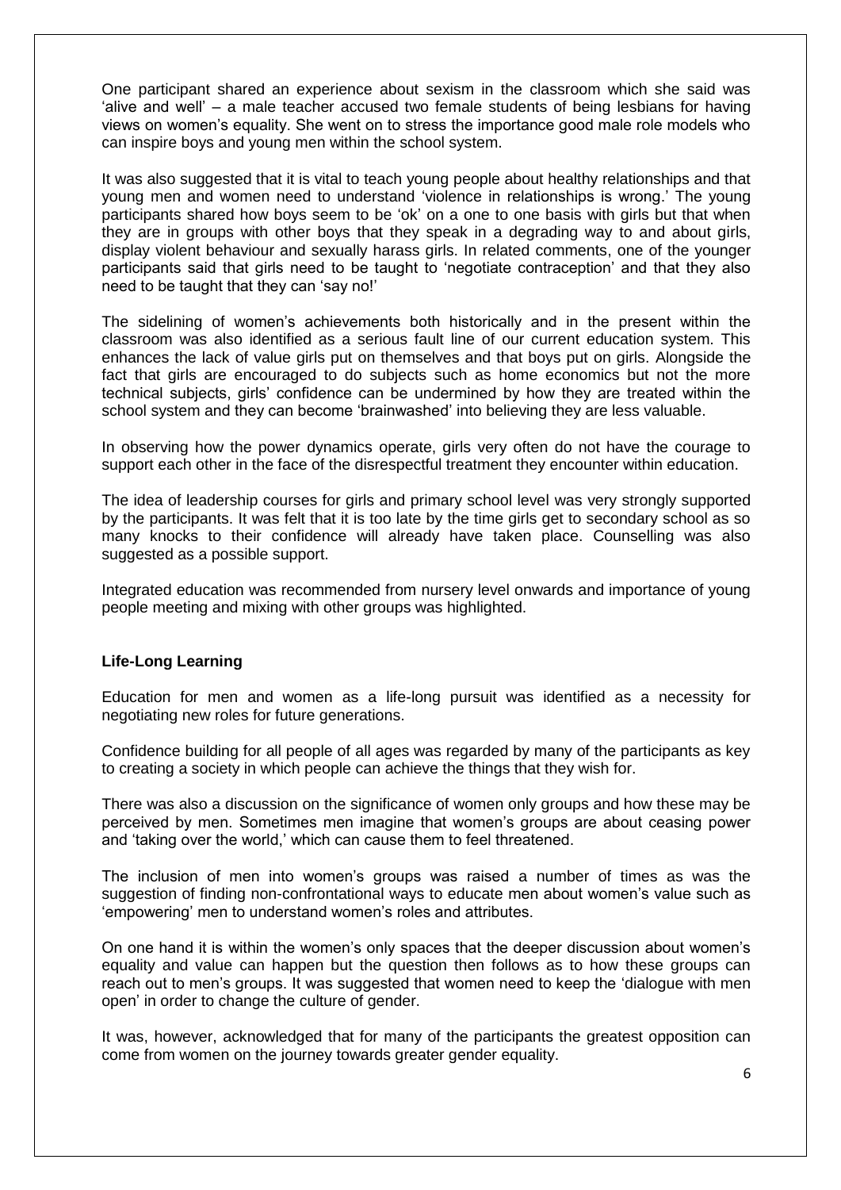One participant shared an experience about sexism in the classroom which she said was 'alive and well' – a male teacher accused two female students of being lesbians for having views on women's equality. She went on to stress the importance good male role models who can inspire boys and young men within the school system.

It was also suggested that it is vital to teach young people about healthy relationships and that young men and women need to understand 'violence in relationships is wrong.' The young participants shared how boys seem to be 'ok' on a one to one basis with girls but that when they are in groups with other boys that they speak in a degrading way to and about girls, display violent behaviour and sexually harass girls. In related comments, one of the younger participants said that girls need to be taught to 'negotiate contraception' and that they also need to be taught that they can 'say no!'

The sidelining of women's achievements both historically and in the present within the classroom was also identified as a serious fault line of our current education system. This enhances the lack of value girls put on themselves and that boys put on girls. Alongside the fact that girls are encouraged to do subjects such as home economics but not the more technical subjects, girls' confidence can be undermined by how they are treated within the school system and they can become 'brainwashed' into believing they are less valuable.

In observing how the power dynamics operate, girls very often do not have the courage to support each other in the face of the disrespectful treatment they encounter within education.

The idea of leadership courses for girls and primary school level was very strongly supported by the participants. It was felt that it is too late by the time girls get to secondary school as so many knocks to their confidence will already have taken place. Counselling was also suggested as a possible support.

Integrated education was recommended from nursery level onwards and importance of young people meeting and mixing with other groups was highlighted.

**Life-Long Learning**

Education for men and women as a life-long pursuit was identified as a necessity for negotiating new roles for future generations.

Confidence building for all people of all ages was regarded by many of the participants as key to creating a society in which people can achieve the things that they wish for.

There was also a discussion on the significance of women only groups and how these may be perceived by men. Sometimes men imagine that women's groups are about ceasing power and 'taking over the world,' which can cause them to feel threatened.

The inclusion of men into women's groups was raised a number of times as was the suggestion of finding non-confrontational ways to educate men about women's value such as 'empowering' men to understand women's roles and attributes.

On one hand it is within the women's only spaces that the deeper discussion about women's equality and value can happen but the question then follows as to how these groups can reach out to men's groups. It was suggested that women need to keep the 'dialogue with men open' in order to change the culture of gender.

It was, however, acknowledged that for many of the participants the greatest opposition can come from women on the journey towards greater gender equality.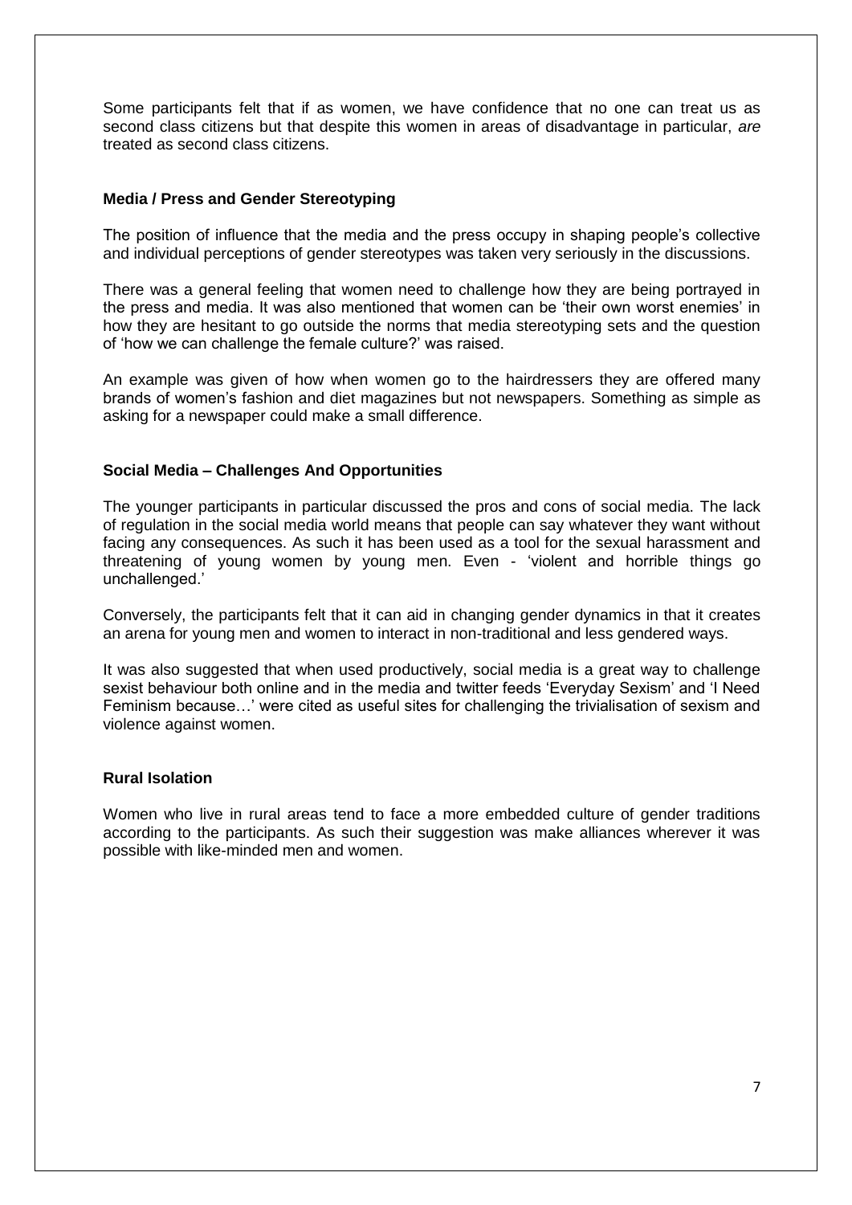Some participants felt that if as women, we have confidence that no one can treat us as second class citizens but that despite this women in areas of disadvantage in particular, *are* treated as second class citizens.

**Media / Press and Gender Stereotyping**

The position of influence that the media and the press occupy in shaping people's collective and individual perceptions of gender stereotypes was taken very seriously in the discussions.

There was a general feeling that women need to challenge how they are being portrayed in the press and media. It was also mentioned that women can be 'their own worst enemies' in how they are hesitant to go outside the norms that media stereotyping sets and the question of 'how we can challenge the female culture?' was raised.

An example was given of how when women go to the hairdressers they are offered many brands of women's fashion and diet magazines but not newspapers. Something as simple as asking for a newspaper could make a small difference.

**Social Media – Challenges And Opportunities**

The younger participants in particular discussed the pros and cons of social media. The lack of regulation in the social media world means that people can say whatever they want without facing any consequences. As such it has been used as a tool for the sexual harassment and threatening of young women by young men. Even - 'violent and horrible things go unchallenged.'

Conversely, the participants felt that it can aid in changing gender dynamics in that it creates an arena for young men and women to interact in non-traditional and less gendered ways.

It was also suggested that when used productively, social media is a great way to challenge sexist behaviour both online and in the media and twitter feeds 'Everyday Sexism' and 'I Need Feminism because…' were cited as useful sites for challenging the trivialisation of sexism and violence against women.

**Rural Isolation**

Women who live in rural areas tend to face a more embedded culture of gender traditions according to the participants. As such their suggestion was make alliances wherever it was possible with like-minded men and women.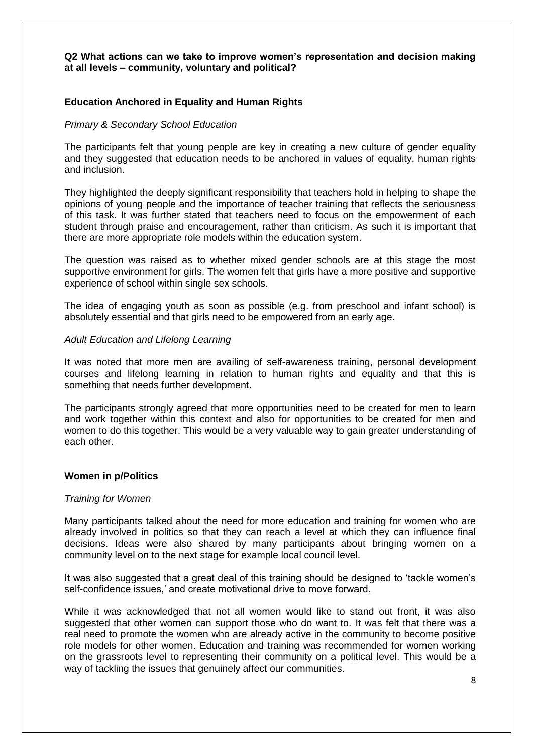**Q2 What actions can we take to improve women's representation and decision making at all levels – community, voluntary and political?**

**Education Anchored in Equality and Human Rights**

*Primary & Secondary School Education*

The participants felt that young people are key in creating a new culture of gender equality and they suggested that education needs to be anchored in values of equality, human rights and inclusion.

They highlighted the deeply significant responsibility that teachers hold in helping to shape the opinions of young people and the importance of teacher training that reflects the seriousness of this task. It was further stated that teachers need to focus on the empowerment of each student through praise and encouragement, rather than criticism. As such it is important that there are more appropriate role models within the education system.

The question was raised as to whether mixed gender schools are at this stage the most supportive environment for girls. The women felt that girls have a more positive and supportive experience of school within single sex schools.

The idea of engaging youth as soon as possible (e.g. from preschool and infant school) is absolutely essential and that girls need to be empowered from an early age.

*Adult Education and Lifelong Learning*

It was noted that more men are availing of self-awareness training, personal development courses and lifelong learning in relation to human rights and equality and that this is something that needs further development.

The participants strongly agreed that more opportunities need to be created for men to learn and work together within this context and also for opportunities to be created for men and women to do this together. This would be a very valuable way to gain greater understanding of each other.

**Women in p/Politics**

*Training for Women*

Many participants talked about the need for more education and training for women who are already involved in politics so that they can reach a level at which they can influence final decisions. Ideas were also shared by many participants about bringing women on a community level on to the next stage for example local council level.

It was also suggested that a great deal of this training should be designed to 'tackle women's self-confidence issues,' and create motivational drive to move forward.

While it was acknowledged that not all women would like to stand out front, it was also suggested that other women can support those who do want to. It was felt that there was a real need to promote the women who are already active in the community to become positive role models for other women. Education and training was recommended for women working on the grassroots level to representing their community on a political level. This would be a way of tackling the issues that genuinely affect our communities.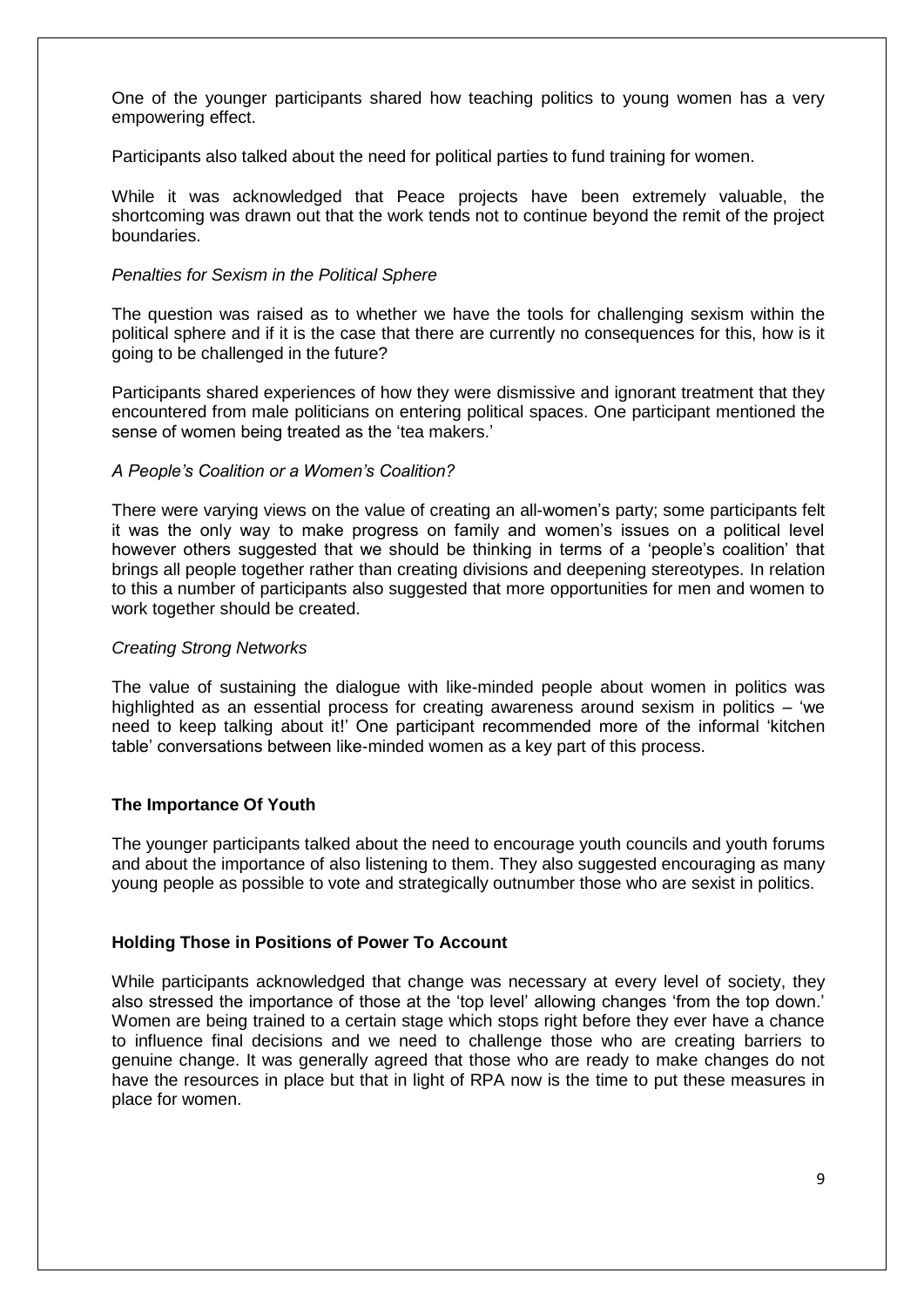One of the younger participants shared how teaching politics to young women has a very empowering effect.

Participants also talked about the need for political parties to fund training for women.

While it was acknowledged that Peace projects have been extremely valuable, the shortcoming was drawn out that the work tends not to continue beyond the remit of the project boundaries.

*Penalties for Sexism in the Political Sphere*

The question was raised as to whether we have the tools for challenging sexism within the political sphere and if it is the case that there are currently no consequences for this, how is it going to be challenged in the future?

Participants shared experiences of how they were dismissive and ignorant treatment that they encountered from male politicians on entering political spaces. One participant mentioned the sense of women being treated as the 'tea makers.'

*A People's Coalition or a Women's Coalition?*

There were varying views on the value of creating an all-women's party; some participants felt it was the only way to make progress on family and women's issues on a political level however others suggested that we should be thinking in terms of a 'people's coalition' that brings all people together rather than creating divisions and deepening stereotypes. In relation to this a number of participants also suggested that more opportunities for men and women to work together should be created.

*Creating Strong Networks*

The value of sustaining the dialogue with like-minded people about women in politics was highlighted as an essential process for creating awareness around sexism in politics – 'we need to keep talking about it!' One participant recommended more of the informal 'kitchen table' conversations between like-minded women as a key part of this process.

**The Importance Of Youth**

The younger participants talked about the need to encourage youth councils and youth forums and about the importance of also listening to them. They also suggested encouraging as many young people as possible to vote and strategically outnumber those who are sexist in politics.

**Holding Those in Positions of Power To Account**

While participants acknowledged that change was necessary at every level of society, they also stressed the importance of those at the 'top level' allowing changes 'from the top down.' Women are being trained to a certain stage which stops right before they ever have a chance to influence final decisions and we need to challenge those who are creating barriers to genuine change. It was generally agreed that those who are ready to make changes do not have the resources in place but that in light of RPA now is the time to put these measures in place for women.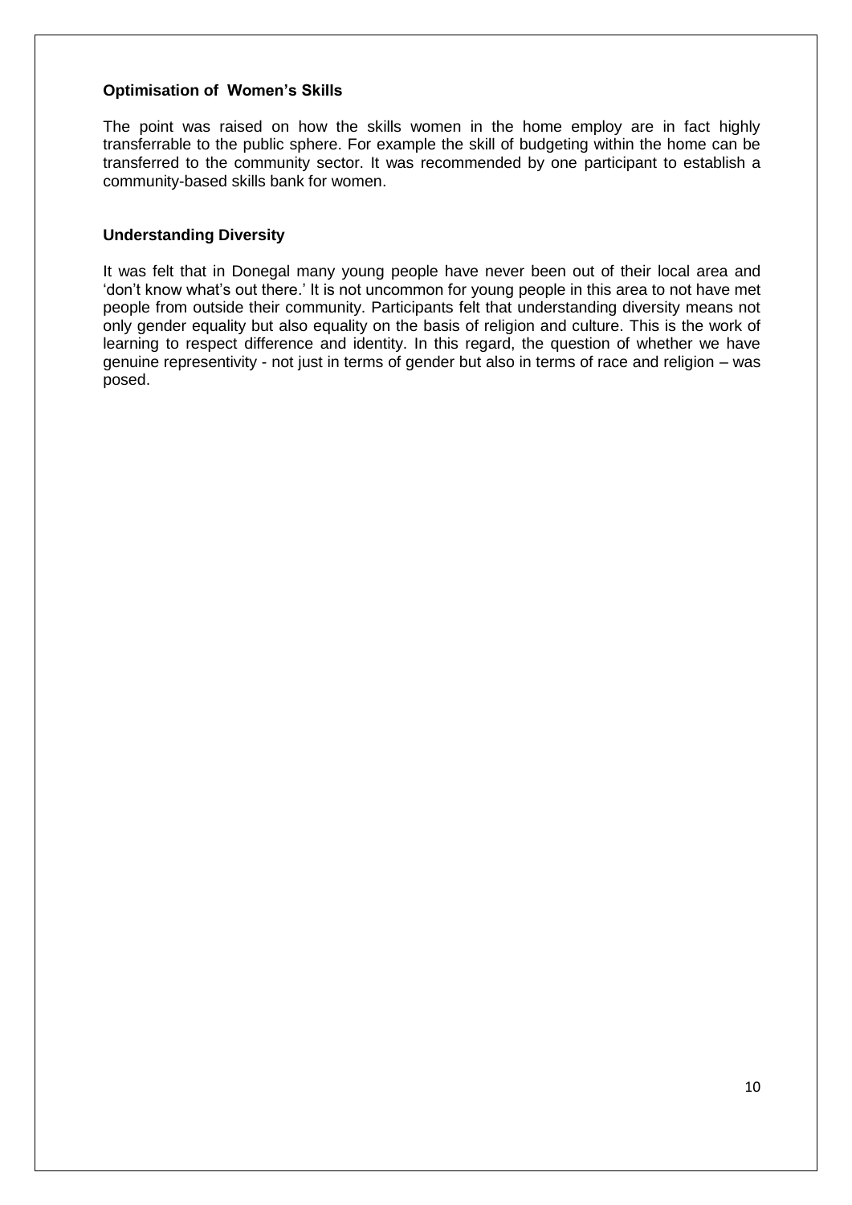### Optimisation of Women's Skills

The point was raised on how the skills women in the home employ are in fact highly transferrable to the public sphere. For example the skill of budgeting within the home can be transferred to the community sector. It was recommended by one participant to establish a community-based skills bank for women.

### Understanding Diversity

It was felt that in Donegal many young people have never been out of their local area and 'don't know what's out there.' It is not uncommon for young people in this area to not have met people from outside their community. Participants felt that understanding diversity means not only gender equality but also equality on the basis of religion and culture. This is the work of learning to respect difference and identity. In this regard, the question of whether we have genuine representivity - not just in terms of gender but also in terms of race and religion – was posed.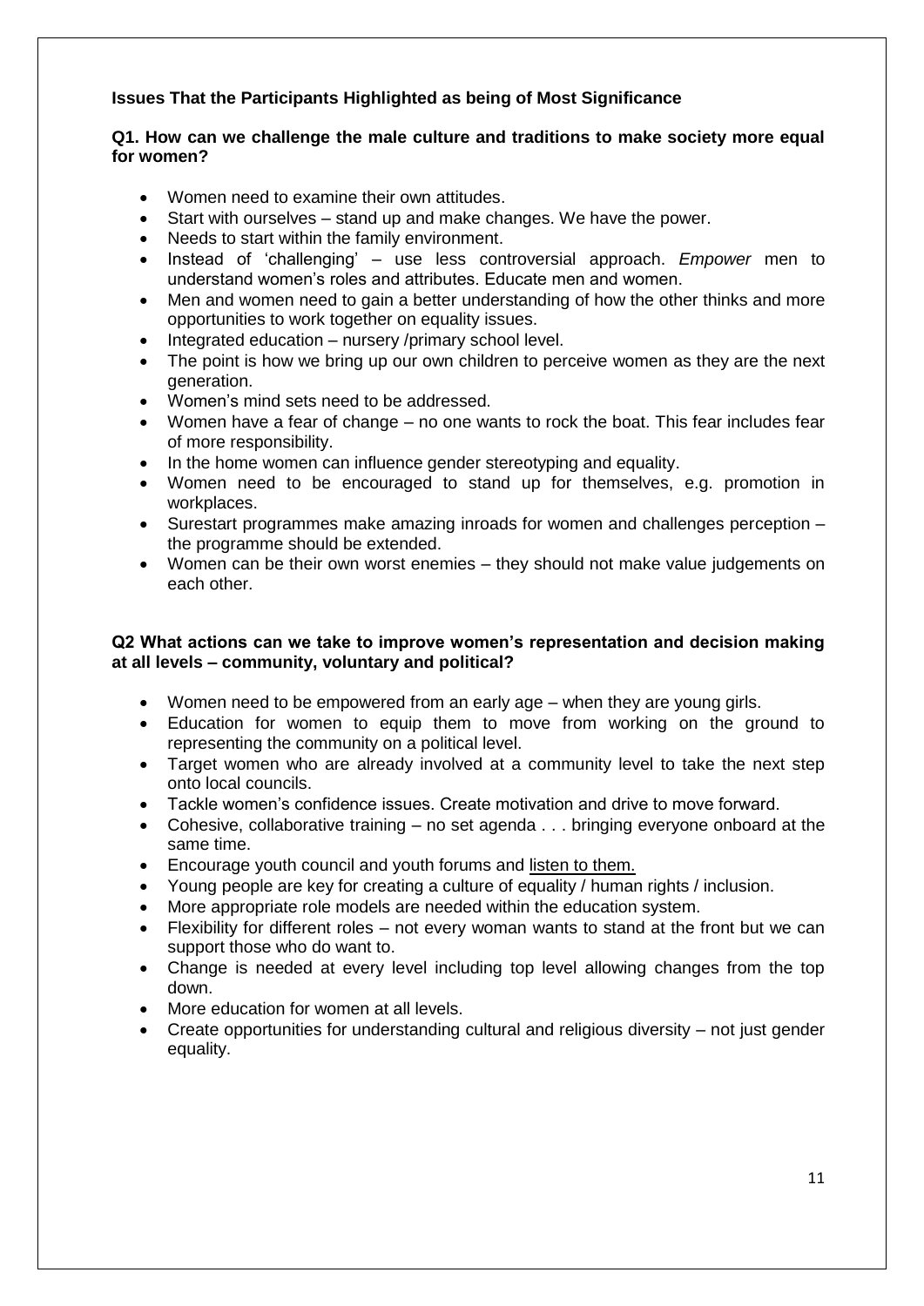**Issues That the Participants Highlighted as being of Most Significance**

**Q1. How can we challenge the male culture and traditions to make society more equal for women?**

- Women need to examine their own attitudes.
- Start with ourselves – stand up and make changes. We have the power.
- Needs to start within the family environment.
- Instead of 'challenging' – use less controversial approach. *Empower* men to understand women's roles and attributes. Educate men and women.
- Men and women need to gain a better understanding of how the other thinks and more opportunities to work together on equality issues.
- Integrated education – nursery /primary school level.
- The point is how we bring up our own children to perceive women as they are the next generation.
- Women's mind sets need to be addressed.
- Women have a fear of change – no one wants to rock the boat. This fear includes fear of more responsibility.
- In the home women can influence gender stereotyping and equality.
- Women need to be encouraged to stand up for themselves, e.g. promotion in workplaces.
- Surestart programmes make amazing inroads for women and challenges perception – the programme should be extended.
- Women can be their own worst enemies – they should not make value judgements on each other.

**Q2 What actions can we take to improve women's representation and decision making at all levels – community, voluntary and political?**

- Women need to be empowered from an early age – when they are young girls.
- Education for women to equip them to move from working on the ground to representing the community on a political level.
- Target women who are already involved at a community level to take the next step onto local councils.
- Tackle women's confidence issues. Create motivation and drive to move forward.
- Cohesive, collaborative training – no set agenda . . . bringing everyone onboard at the same time.
- Encourage youth council and youth forums and <u>listen to them.</u>
- Young people are key for creating a culture of equality / human rights / inclusion.
- More appropriate role models are needed within the education system.
- Flexibility for different roles – not every woman wants to stand at the front but we can support those who do want to.
- Change is needed at every level including top level allowing changes from the top down.
- More education for women at all levels.
- Create opportunities for understanding cultural and religious diversity – not just gender equality.